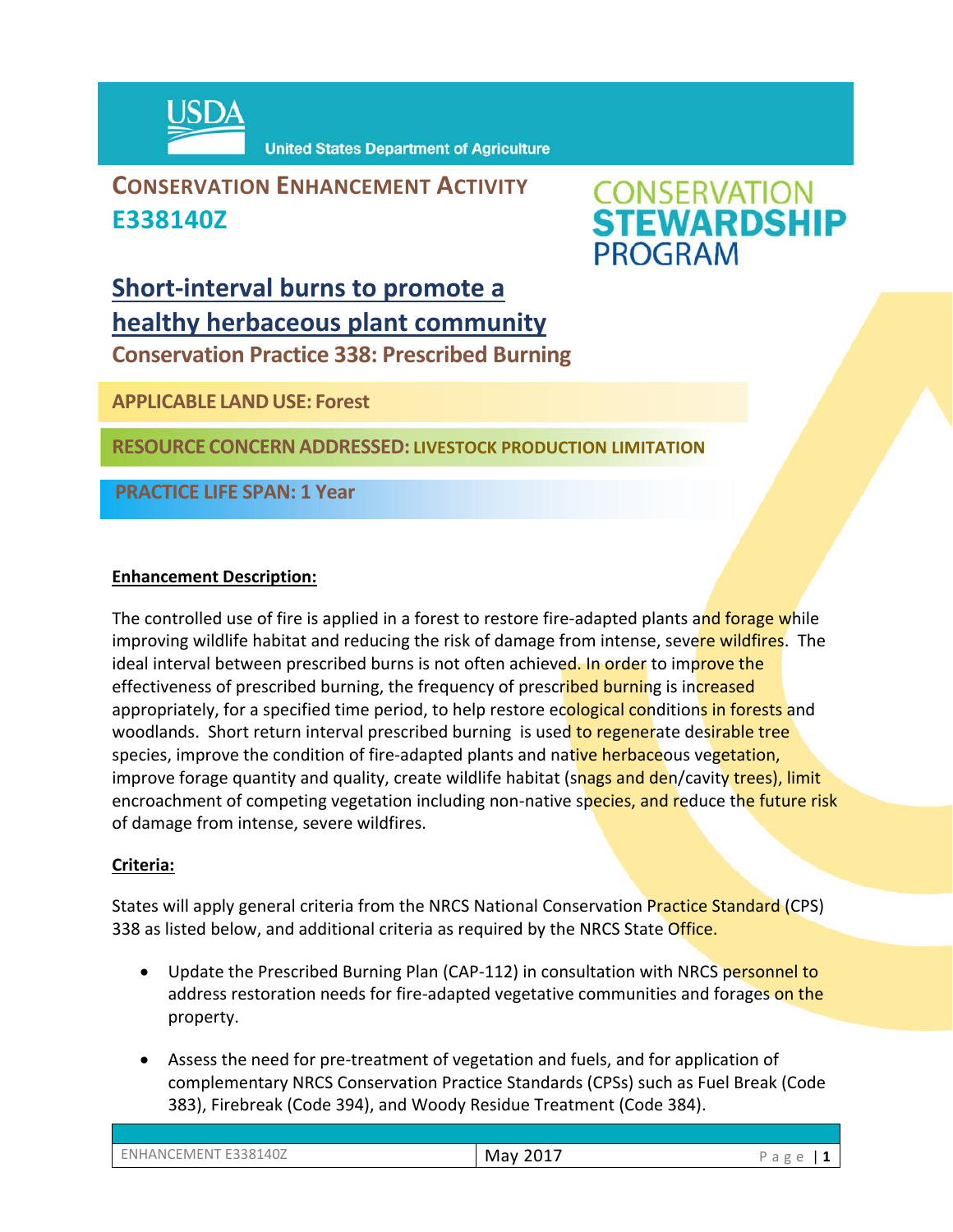United States Department of Agriculture

# CONSERVATION ENHANCEMENT ACTIVITY E338140Z

CONSERVATION STEWARDSHIP PROGRAM

## Short-interval burns to promote a healthy herbaceous plant community

### Conservation Practice 338: Prescribed Burning

**APPLICABLE LAND USE:** Forest

**RESOURCE CONCERN ADDRESSED:** LIVESTOCK PRODUCTION LIMITATION

**PRACTICE LIFE SPAN:** 1 Year

**Enhancement Description:**

The controlled use of fire is applied in a forest to restore fire-adapted plants and forage while improving wildlife habitat and reducing the risk of damage from intense, severe wildfires. The ideal interval between prescribed burns is not often achieved. In order to improve the effectiveness of prescribed burning, the frequency of prescribed burning is increased appropriately, for a specified time period, to help restore ecological conditions in forests and woodlands. Short return interval prescribed burning is used to regenerate desirable tree species, improve the condition of fire-adapted plants and native herbaceous vegetation, improve forage quantity and quality, create wildlife habitat (snags and den/cavity trees), limit encroachment of competing vegetation including non-native species, and reduce the future risk of damage from intense, severe wildfires.

**Criteria:**

States will apply general criteria from the NRCS National Conservation Practice Standard (CPS) 338 as listed below, and additional criteria as required by the NRCS State Office.

- Update the Prescribed Burning Plan (CAP-112) in consultation with NRCS personnel to address restoration needs for fire-adapted vegetative communities and forages on the property.
- Assess the need for pre-treatment of vegetation and fuels, and for application of complementary NRCS Conservation Practice Standards (CPSs) such as Fuel Break (Code 383), Firebreak (Code 394), and Woody Residue Treatment (Code 384).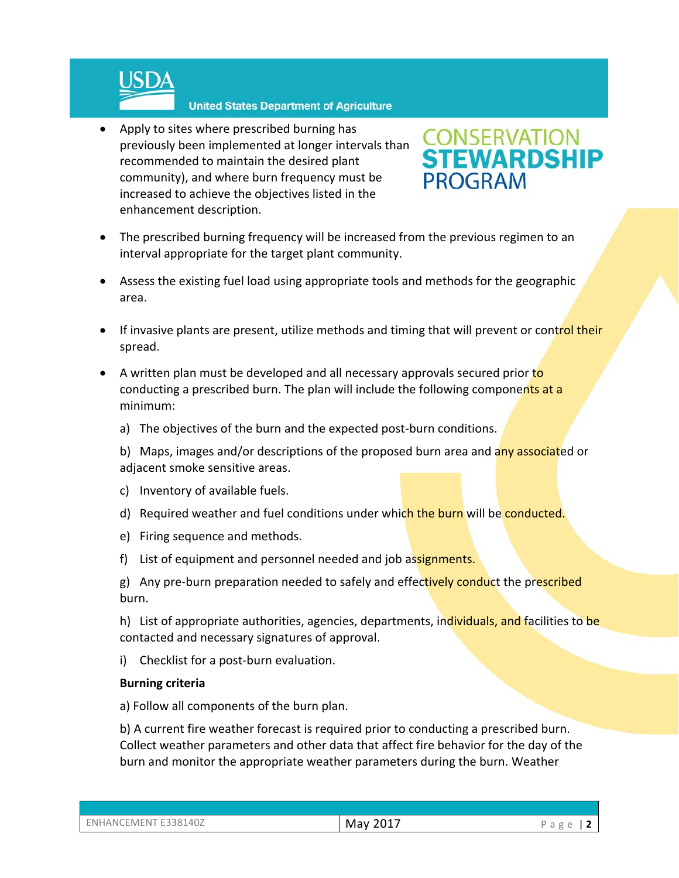- Apply to sites where prescribed burning has previously been implemented at longer intervals than recommended to maintain the desired plant community), and where burn frequency must be increased to achieve the objectives listed in the enhancement description.

- The prescribed burning frequency will be increased from the previous regimen to an interval appropriate for the target plant community.

- Assess the existing fuel load using appropriate tools and methods for the geographic area.

- If invasive plants are present, utilize methods and timing that will prevent or control their spread.

- A written plan must be developed and all necessary approvals secured prior to conducting a prescribed burn. The plan will include the following components at a minimum:

  a) The objectives of the burn and the expected post-burn conditions.

  b) Maps, images and/or descriptions of the proposed burn area and any associated or adjacent smoke sensitive areas.

  c) Inventory of available fuels.

  d) Required weather and fuel conditions under which the burn will be conducted.

  e) Firing sequence and methods.

  f) List of equipment and personnel needed and job assignments.

  g) Any pre-burn preparation needed to safely and effectively conduct the prescribed burn.

  h) List of appropriate authorities, agencies, departments, individuals, and facilities to be contacted and necessary signatures of approval.

  i) Checklist for a post-burn evaluation.

  **Burning criteria**

  a) Follow all components of the burn plan.

  b) A current fire weather forecast is required prior to conducting a prescribed burn. Collect weather parameters and other data that affect fire behavior for the day of the burn and monitor the appropriate weather parameters during the burn. Weather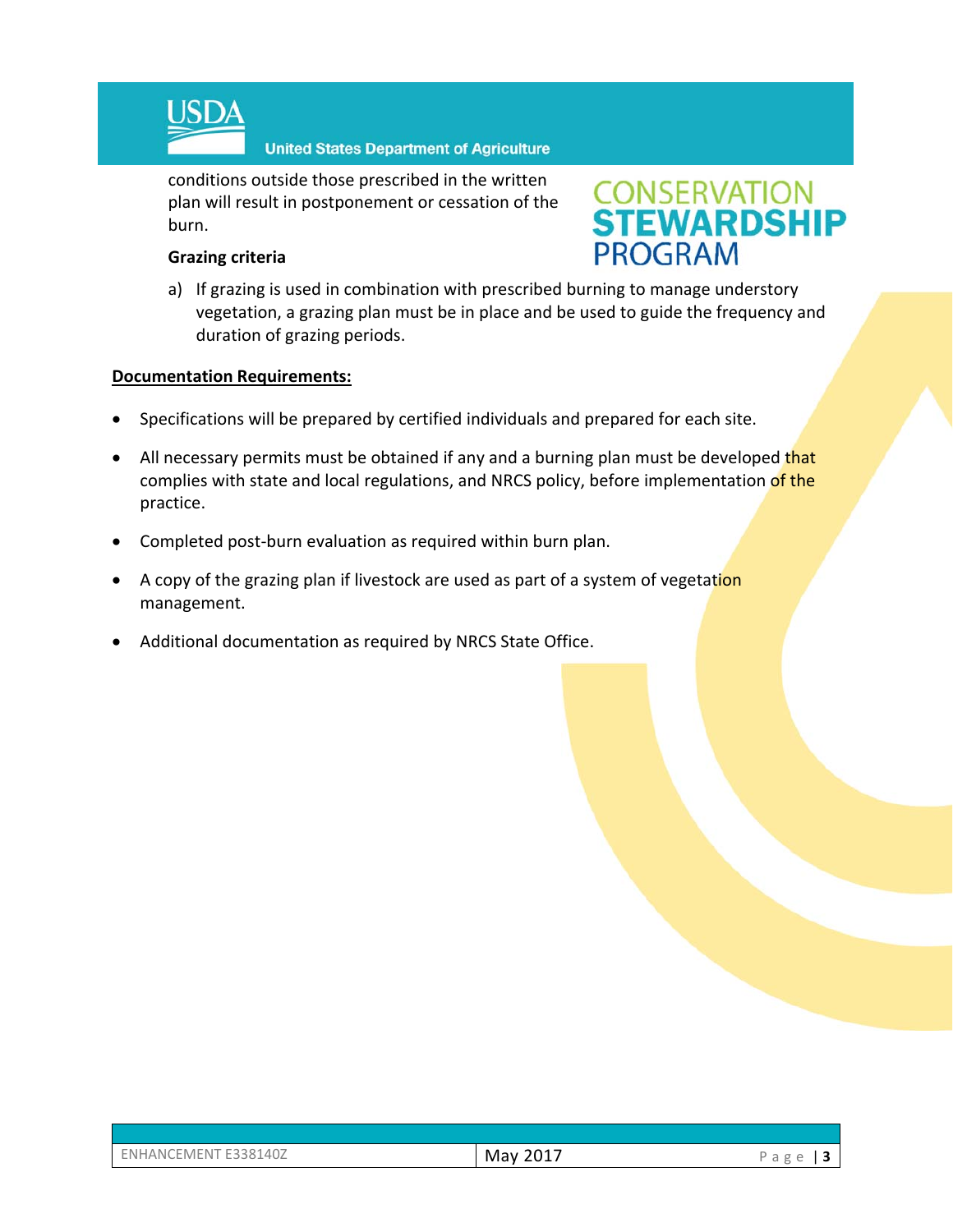conditions outside those prescribed in the written plan will result in postponement or cessation of the burn.

**Grazing criteria**

a) If grazing is used in combination with prescribed burning to manage understory vegetation, a grazing plan must be in place and be used to guide the frequency and duration of grazing periods.

**Documentation Requirements:**

- Specifications will be prepared by certified individuals and prepared for each site.
- All necessary permits must be obtained if any and a burning plan must be developed that complies with state and local regulations, and NRCS policy, before implementation of the practice.
- Completed post-burn evaluation as required within burn plan.
- A copy of the grazing plan if livestock are used as part of a system of vegetation management.
- Additional documentation as required by NRCS State Office.